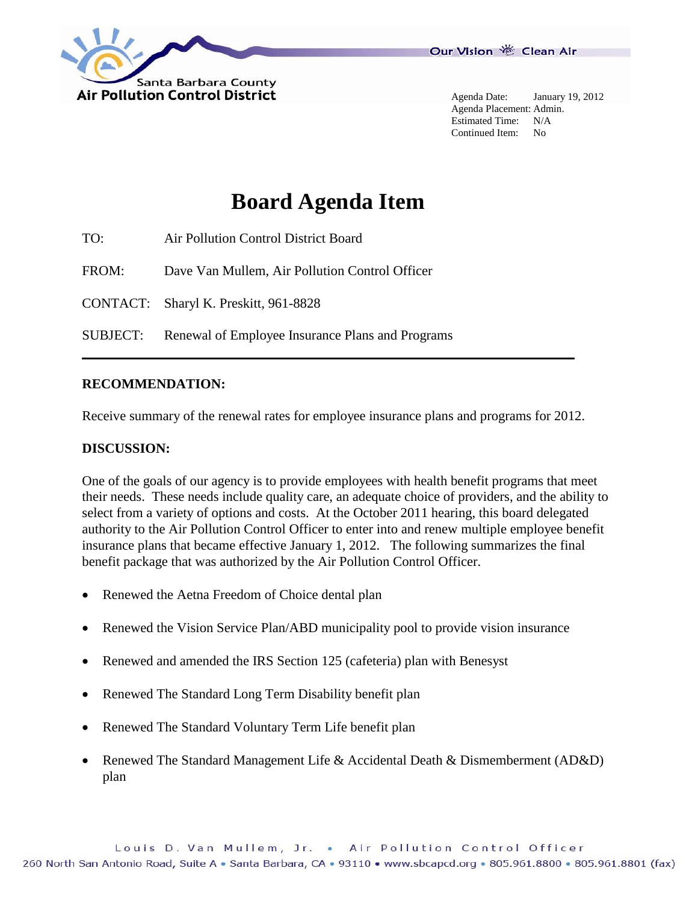Santa Barbara County
Air Pollution Control District

Our Vision Clean Air

Agenda Date: January 19, 2012
Agenda Placement: Admin.
Estimated Time: N/A
Continued Item: No

# Board Agenda Item

TO: Air Pollution Control District Board

FROM: Dave Van Mullem, Air Pollution Control Officer

CONTACT: Sharyl K. Preskitt, 961-8828

SUBJECT: Renewal of Employee Insurance Plans and Programs

---

**RECOMMENDATION:**

Receive summary of the renewal rates for employee insurance plans and programs for 2012.

**DISCUSSION:**

One of the goals of our agency is to provide employees with health benefit programs that meet their needs. These needs include quality care, an adequate choice of providers, and the ability to select from a variety of options and costs. At the October 2011 hearing, this board delegated authority to the Air Pollution Control Officer to enter into and renew multiple employee benefit insurance plans that became effective January 1, 2012. The following summarizes the final benefit package that was authorized by the Air Pollution Control Officer.

- Renewed the Aetna Freedom of Choice dental plan
- Renewed the Vision Service Plan/ABD municipality pool to provide vision insurance
- Renewed and amended the IRS Section 125 (cafeteria) plan with Benesyst
- Renewed The Standard Long Term Disability benefit plan
- Renewed The Standard Voluntary Term Life benefit plan
- Renewed The Standard Management Life & Accidental Death & Dismemberment (AD&D) plan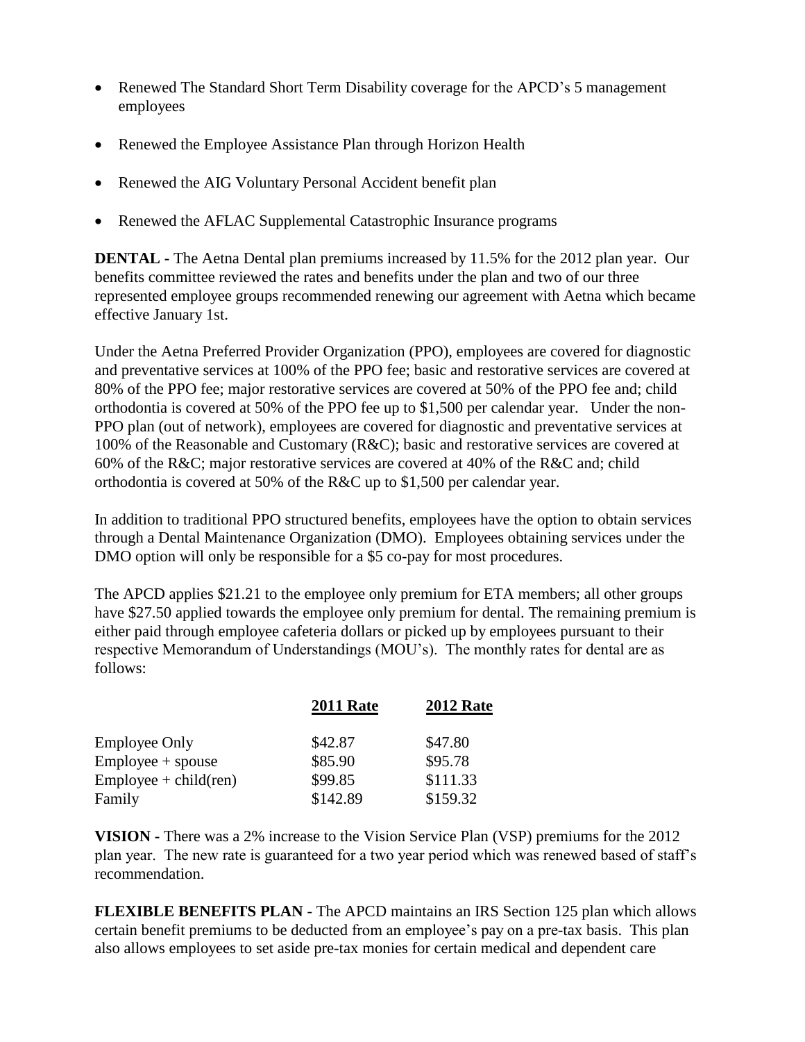- Renewed The Standard Short Term Disability coverage for the APCD's 5 management employees
- Renewed the Employee Assistance Plan through Horizon Health
- Renewed the AIG Voluntary Personal Accident benefit plan
- Renewed the AFLAC Supplemental Catastrophic Insurance programs

**DENTAL** - The Aetna Dental plan premiums increased by 11.5% for the 2012 plan year. Our benefits committee reviewed the rates and benefits under the plan and two of our three represented employee groups recommended renewing our agreement with Aetna which became effective January 1st.

Under the Aetna Preferred Provider Organization (PPO), employees are covered for diagnostic and preventative services at 100% of the PPO fee; basic and restorative services are covered at 80% of the PPO fee; major restorative services are covered at 50% of the PPO fee and; child orthodontia is covered at 50% of the PPO fee up to $1,500 per calendar year. Under the non-PPO plan (out of network), employees are covered for diagnostic and preventative services at 100% of the Reasonable and Customary (R&C); basic and restorative services are covered at 60% of the R&C; major restorative services are covered at 40% of the R&C and; child orthodontia is covered at 50% of the R&C up to $1,500 per calendar year.

In addition to traditional PPO structured benefits, employees have the option to obtain services through a Dental Maintenance Organization (DMO). Employees obtaining services under the DMO option will only be responsible for a $5 co-pay for most procedures.

The APCD applies $21.21 to the employee only premium for ETA members; all other groups have $27.50 applied towards the employee only premium for dental. The remaining premium is either paid through employee cafeteria dollars or picked up by employees pursuant to their respective Memorandum of Understandings (MOU's). The monthly rates for dental are as follows:

| | 2011 Rate | 2012 Rate |
|---|---|---|
| Employee Only | $42.87 | $47.80 |
| Employee + spouse | $85.90 | $95.78 |
| Employee + child(ren) | $99.85 | $111.33 |
| Family | $142.89 | $159.32 |

**VISION** - There was a 2% increase to the Vision Service Plan (VSP) premiums for the 2012 plan year. The new rate is guaranteed for a two year period which was renewed based of staff's recommendation.

**FLEXIBLE BENEFITS PLAN** - The APCD maintains an IRS Section 125 plan which allows certain benefit premiums to be deducted from an employee's pay on a pre-tax basis. This plan also allows employees to set aside pre-tax monies for certain medical and dependent care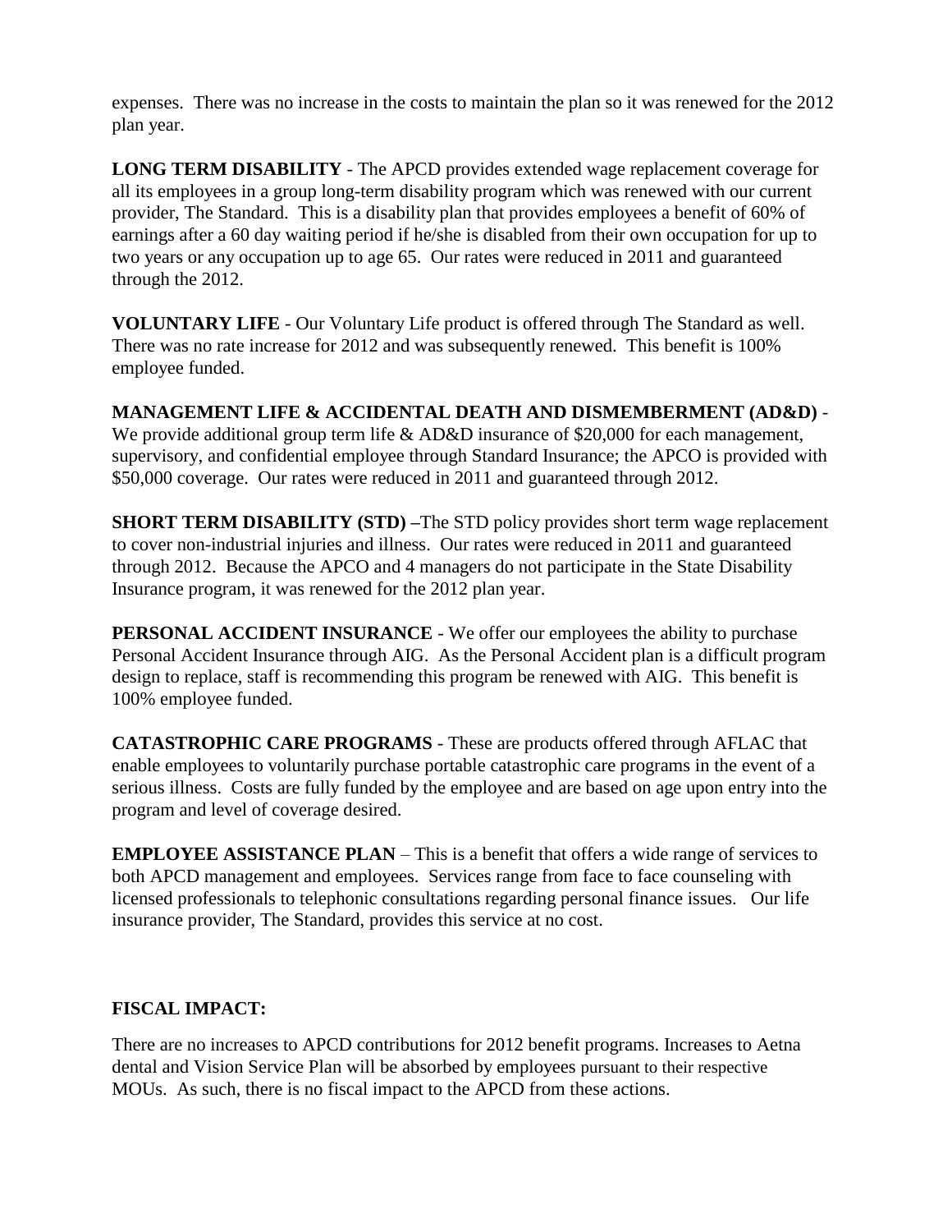expenses. There was no increase in the costs to maintain the plan so it was renewed for the 2012 plan year.

**LONG TERM DISABILITY** - The APCD provides extended wage replacement coverage for all its employees in a group long-term disability program which was renewed with our current provider, The Standard. This is a disability plan that provides employees a benefit of 60% of earnings after a 60 day waiting period if he/she is disabled from their own occupation for up to two years or any occupation up to age 65. Our rates were reduced in 2011 and guaranteed through the 2012.

**VOLUNTARY LIFE** - Our Voluntary Life product is offered through The Standard as well. There was no rate increase for 2012 and was subsequently renewed. This benefit is 100% employee funded.

**MANAGEMENT LIFE & ACCIDENTAL DEATH AND DISMEMBERMENT (AD&D)** - We provide additional group term life & AD&D insurance of $20,000 for each management, supervisory, and confidential employee through Standard Insurance; the APCO is provided with $50,000 coverage. Our rates were reduced in 2011 and guaranteed through 2012.

**SHORT TERM DISABILITY (STD) –**The STD policy provides short term wage replacement to cover non-industrial injuries and illness. Our rates were reduced in 2011 and guaranteed through 2012. Because the APCO and 4 managers do not participate in the State Disability Insurance program, it was renewed for the 2012 plan year.

**PERSONAL ACCIDENT INSURANCE** - We offer our employees the ability to purchase Personal Accident Insurance through AIG. As the Personal Accident plan is a difficult program design to replace, staff is recommending this program be renewed with AIG. This benefit is 100% employee funded.

**CATASTROPHIC CARE PROGRAMS** - These are products offered through AFLAC that enable employees to voluntarily purchase portable catastrophic care programs in the event of a serious illness. Costs are fully funded by the employee and are based on age upon entry into the program and level of coverage desired.

**EMPLOYEE ASSISTANCE PLAN** – This is a benefit that offers a wide range of services to both APCD management and employees. Services range from face to face counseling with licensed professionals to telephonic consultations regarding personal finance issues. Our life insurance provider, The Standard, provides this service at no cost.

**FISCAL IMPACT:**

There are no increases to APCD contributions for 2012 benefit programs. Increases to Aetna dental and Vision Service Plan will be absorbed by employees pursuant to their respective MOUs. As such, there is no fiscal impact to the APCD from these actions.